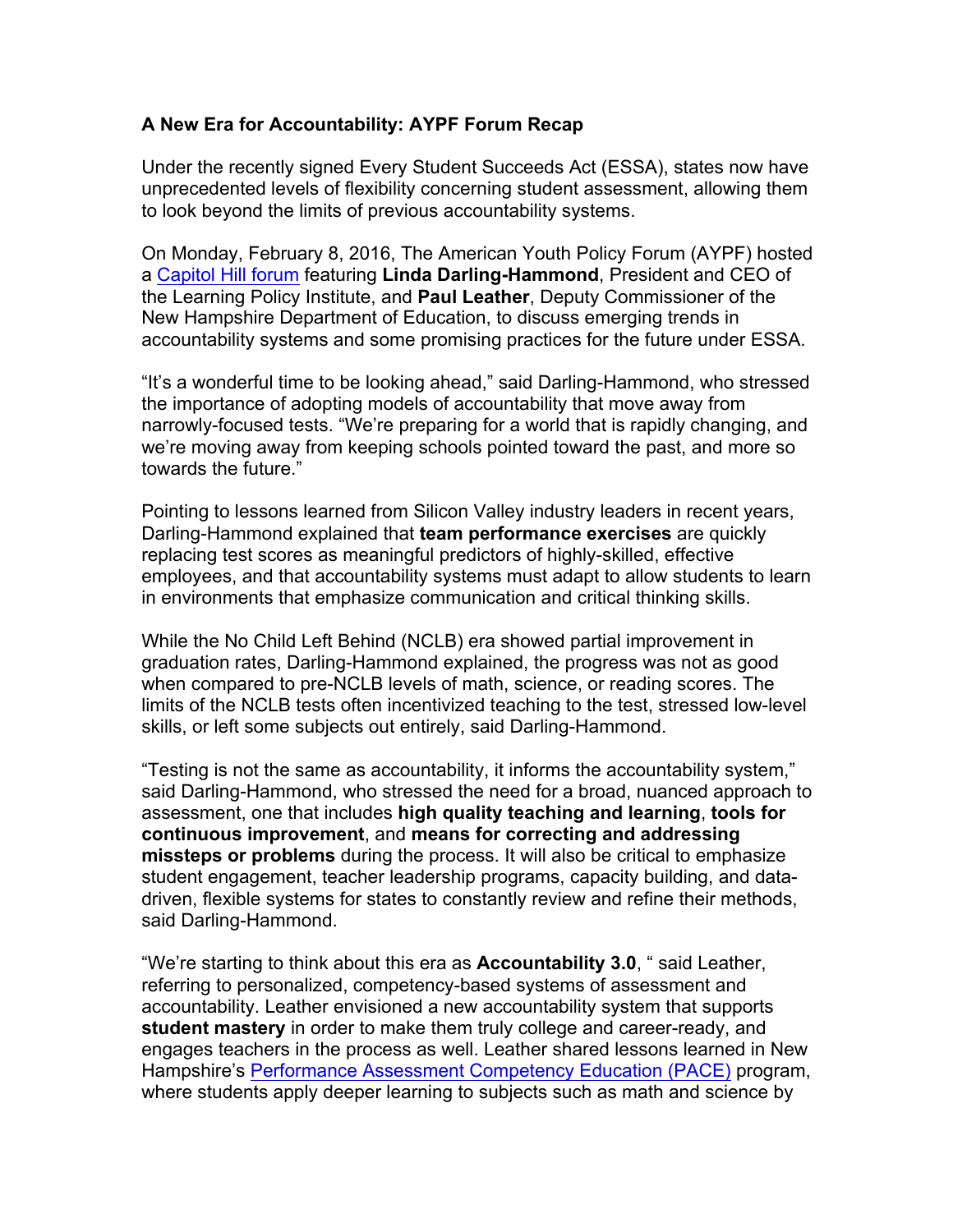**A New Era for Accountability: AYPF Forum Recap**

Under the recently signed Every Student Succeeds Act (ESSA), states now have unprecedented levels of flexibility concerning student assessment, allowing them to look beyond the limits of previous accountability systems.

On Monday, February 8, 2016, The American Youth Policy Forum (AYPF) hosted a [Capitol Hill forum] featuring **Linda Darling-Hammond**, President and CEO of the Learning Policy Institute, and **Paul Leather**, Deputy Commissioner of the New Hampshire Department of Education, to discuss emerging trends in accountability systems and some promising practices for the future under ESSA.

"It's a wonderful time to be looking ahead," said Darling-Hammond, who stressed the importance of adopting models of accountability that move away from narrowly-focused tests. "We're preparing for a world that is rapidly changing, and we're moving away from keeping schools pointed toward the past, and more so towards the future."

Pointing to lessons learned from Silicon Valley industry leaders in recent years, Darling-Hammond explained that **team performance exercises** are quickly replacing test scores as meaningful predictors of highly-skilled, effective employees, and that accountability systems must adapt to allow students to learn in environments that emphasize communication and critical thinking skills.

While the No Child Left Behind (NCLB) era showed partial improvement in graduation rates, Darling-Hammond explained, the progress was not as good when compared to pre-NCLB levels of math, science, or reading scores. The limits of the NCLB tests often incentivized teaching to the test, stressed low-level skills, or left some subjects out entirely, said Darling-Hammond.

"Testing is not the same as accountability, it informs the accountability system," said Darling-Hammond, who stressed the need for a broad, nuanced approach to assessment, one that includes **high quality teaching and learning**, **tools for continuous improvement**, and **means for correcting and addressing missteps or problems** during the process. It will also be critical to emphasize student engagement, teacher leadership programs, capacity building, and data-driven, flexible systems for states to constantly review and refine their methods, said Darling-Hammond.

"We're starting to think about this era as **Accountability 3.0**, " said Leather, referring to personalized, competency-based systems of assessment and accountability. Leather envisioned a new accountability system that supports **student mastery** in order to make them truly college and career-ready, and engages teachers in the process as well. Leather shared lessons learned in New Hampshire's [Performance Assessment Competency Education (PACE)] program, where students apply deeper learning to subjects such as math and science by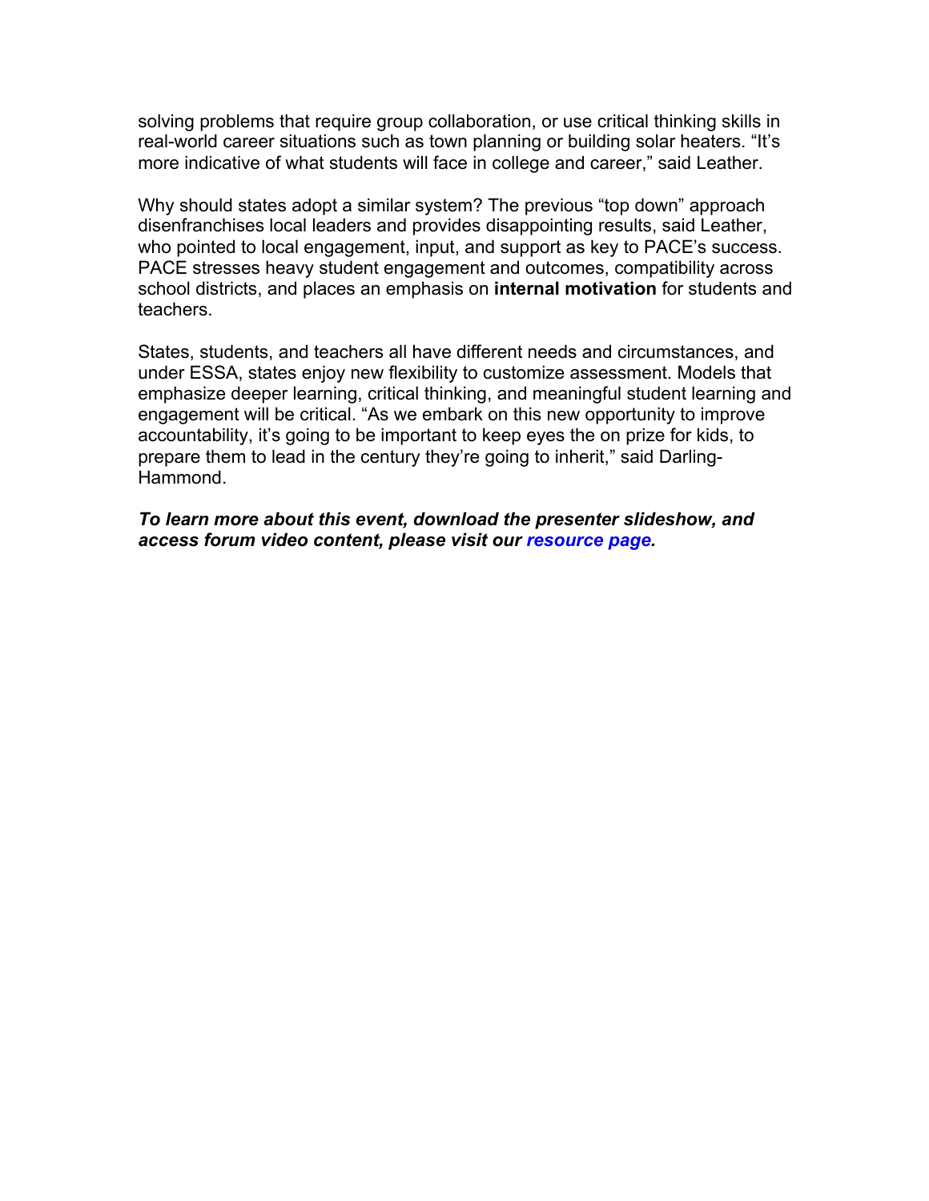solving problems that require group collaboration, or use critical thinking skills in real-world career situations such as town planning or building solar heaters. "It's more indicative of what students will face in college and career," said Leather.

Why should states adopt a similar system? The previous "top down" approach disenfranchises local leaders and provides disappointing results, said Leather, who pointed to local engagement, input, and support as key to PACE's success. PACE stresses heavy student engagement and outcomes, compatibility across school districts, and places an emphasis on **internal motivation** for students and teachers.

States, students, and teachers all have different needs and circumstances, and under ESSA, states enjoy new flexibility to customize assessment. Models that emphasize deeper learning, critical thinking, and meaningful student learning and engagement will be critical. "As we embark on this new opportunity to improve accountability, it's going to be important to keep eyes the on prize for kids, to prepare them to lead in the century they're going to inherit," said Darling-Hammond.

***To learn more about this event, download the presenter slideshow, and access forum video content, please visit our resource page.***